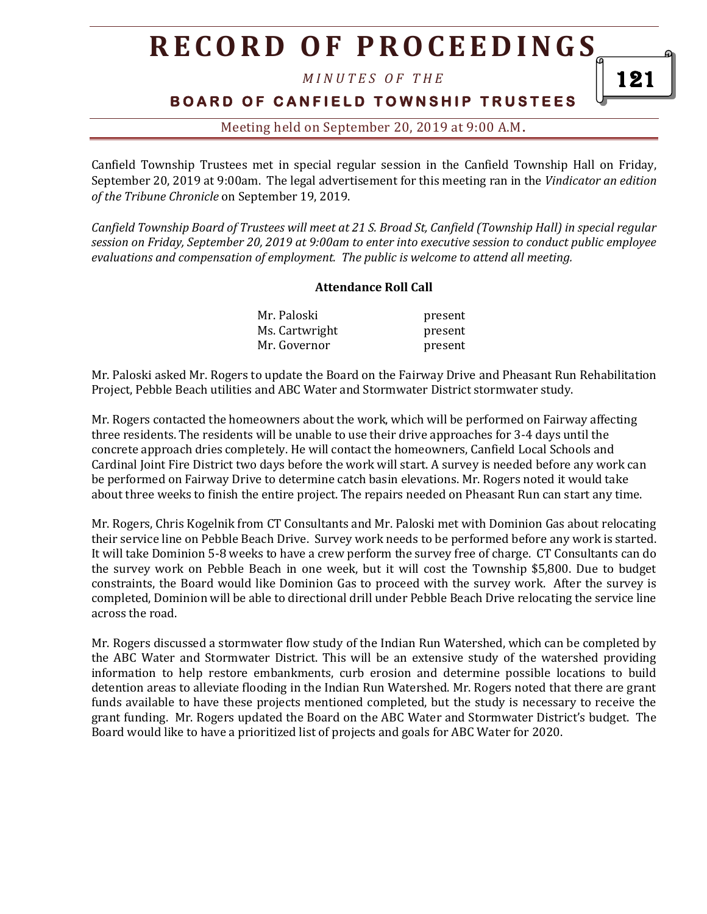Canfield Township Trustees met in special regular session in the Canfield Township Hall on Friday, September 20, 2019 at 9:00am. The legal advertisement for this meeting ran in the *Vindicator an edition of the Tribune Chronicle* on September 19, 2019.

*Canfield Township Board of Trustees will meet at 21 S. Broad St, Canfield (Township Hall) in special regular session on Friday, September 20, 2019 at 9:00am to enter into executive session to conduct public employee evaluations and compensation of employment. The public is welcome to attend all meeting.*

**Attendance Roll Call**

| | |
|---|---|
| Mr. Paloski | present |
| Ms. Cartwright | present |
| Mr. Governor | present |

Mr. Paloski asked Mr. Rogers to update the Board on the Fairway Drive and Pheasant Run Rehabilitation Project, Pebble Beach utilities and ABC Water and Stormwater District stormwater study.

Mr. Rogers contacted the homeowners about the work, which will be performed on Fairway affecting three residents. The residents will be unable to use their drive approaches for 3-4 days until the concrete approach dries completely. He will contact the homeowners, Canfield Local Schools and Cardinal Joint Fire District two days before the work will start. A survey is needed before any work can be performed on Fairway Drive to determine catch basin elevations. Mr. Rogers noted it would take about three weeks to finish the entire project. The repairs needed on Pheasant Run can start any time.

Mr. Rogers, Chris Kogelnik from CT Consultants and Mr. Paloski met with Dominion Gas about relocating their service line on Pebble Beach Drive. Survey work needs to be performed before any work is started. It will take Dominion 5-8 weeks to have a crew perform the survey free of charge. CT Consultants can do the survey work on Pebble Beach in one week, but it will cost the Township $5,800. Due to budget constraints, the Board would like Dominion Gas to proceed with the survey work. After the survey is completed, Dominion will be able to directional drill under Pebble Beach Drive relocating the service line across the road.

Mr. Rogers discussed a stormwater flow study of the Indian Run Watershed, which can be completed by the ABC Water and Stormwater District. This will be an extensive study of the watershed providing information to help restore embankments, curb erosion and determine possible locations to build detention areas to alleviate flooding in the Indian Run Watershed. Mr. Rogers noted that there are grant funds available to have these projects mentioned completed, but the study is necessary to receive the grant funding. Mr. Rogers updated the Board on the ABC Water and Stormwater District's budget. The Board would like to have a prioritized list of projects and goals for ABC Water for 2020.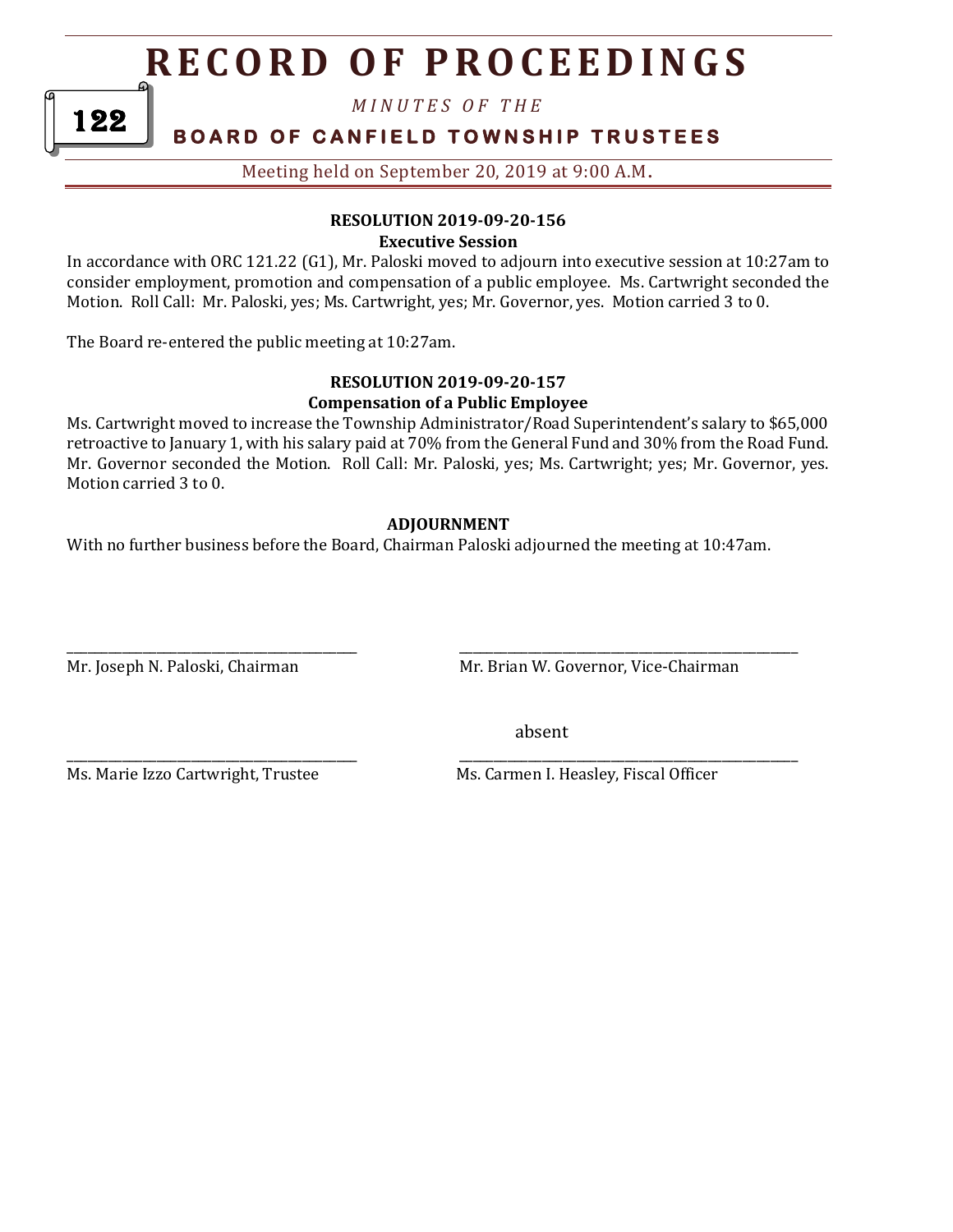**RESOLUTION 2019-09-20-156**
**Executive Session**

In accordance with ORC 121.22 (G1), Mr. Paloski moved to adjourn into executive session at 10:27am to consider employment, promotion and compensation of a public employee. Ms. Cartwright seconded the Motion. Roll Call: Mr. Paloski, yes; Ms. Cartwright, yes; Mr. Governor, yes. Motion carried 3 to 0.

The Board re-entered the public meeting at 10:27am.

**RESOLUTION 2019-09-20-157**
**Compensation of a Public Employee**

Ms. Cartwright moved to increase the Township Administrator/Road Superintendent's salary to $65,000 retroactive to January 1, with his salary paid at 70% from the General Fund and 30% from the Road Fund. Mr. Governor seconded the Motion. Roll Call: Mr. Paloski, yes; Ms. Cartwright; yes; Mr. Governor, yes. Motion carried 3 to 0.

**ADJOURNMENT**

With no further business before the Board, Chairman Paloski adjourned the meeting at 10:47am.

_______________________________ Mr. Joseph N. Paloski, Chairman

_______________________________ Mr. Brian W. Governor, Vice-Chairman

_______________________________ Ms. Marie Izzo Cartwright, Trustee

absent
_______________________________ Ms. Carmen I. Heasley, Fiscal Officer